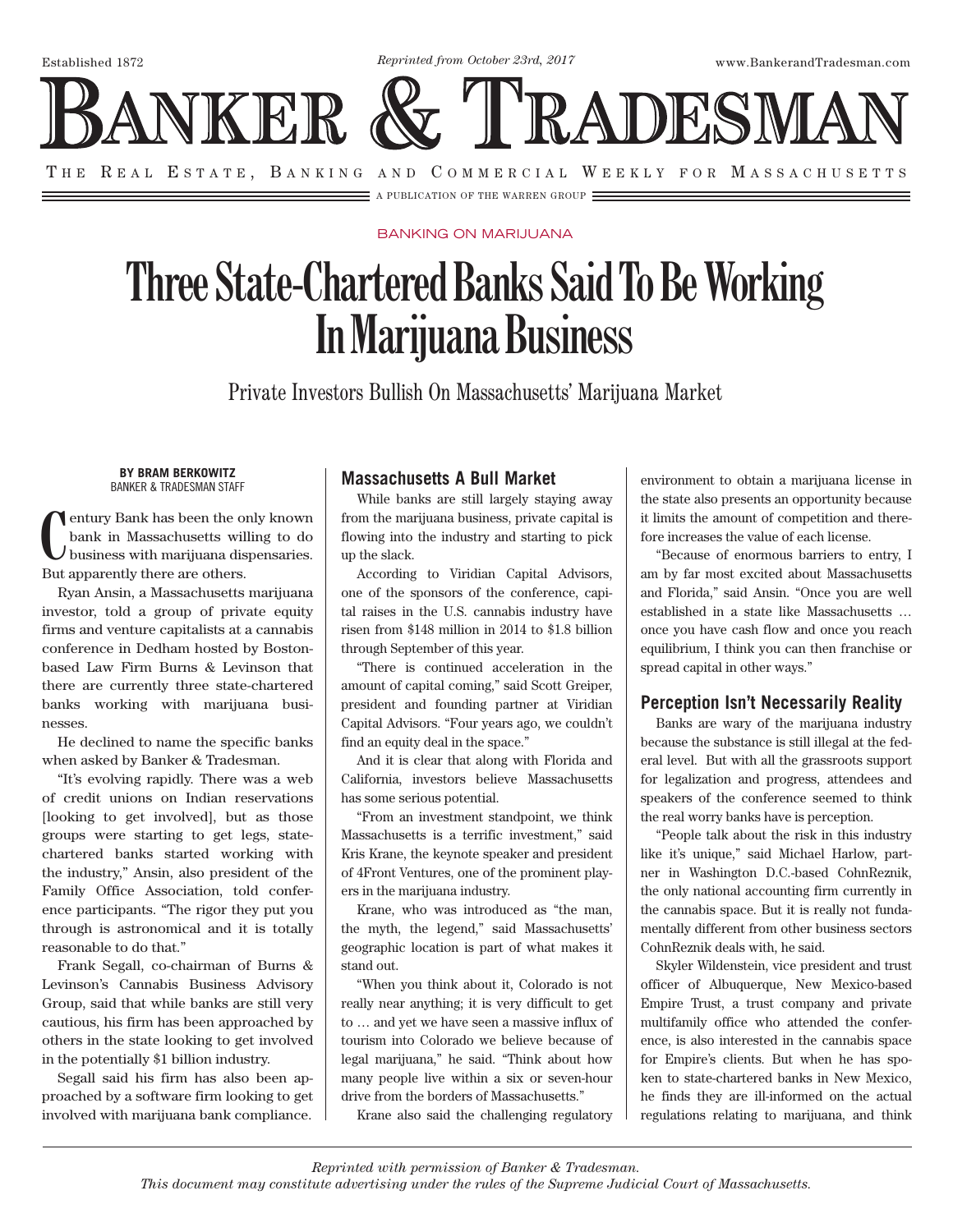Established 1872

*Reprinted from October 23rd, 2017*

www.BankerandTradesman.com

# Banker & Tradesman

The Real Estate, Banking and Commercial Weekly for Massachusetts

A PUBLICATION OF THE WARREN GROUP

BANKING ON MARIJUANA

# Three State-Chartered Banks Said To Be Working In Marijuana Business

## Private Investors Bullish On Massachusetts' Marijuana Market

**BY BRAM BERKOWITZ**
BANKER & TRADESMAN STAFF

Century Bank has been the only known bank in Massachusetts willing to do business with marijuana dispensaries. But apparently there are others.

Ryan Ansin, a Massachusetts marijuana investor, told a group of private equity firms and venture capitalists at a cannabis conference in Dedham hosted by Boston-based Law Firm Burns & Levinson that there are currently three state-chartered banks working with marijuana businesses.

He declined to name the specific banks when asked by Banker & Tradesman.

"It's evolving rapidly. There was a web of credit unions on Indian reservations [looking to get involved], but as those groups were starting to get legs, state-chartered banks started working with the industry," Ansin, also president of the Family Office Association, told conference participants. "The rigor they put you through is astronomical and it is totally reasonable to do that."

Frank Segall, co-chairman of Burns & Levinson's Cannabis Business Advisory Group, said that while banks are still very cautious, his firm has been approached by others in the state looking to get involved in the potentially $1 billion industry.

Segall said his firm has also been approached by a software firm looking to get involved with marijuana bank compliance.

### Massachusetts A Bull Market

While banks are still largely staying away from the marijuana business, private capital is flowing into the industry and starting to pick up the slack.

According to Viridian Capital Advisors, one of the sponsors of the conference, capital raises in the U.S. cannabis industry have risen from $148 million in 2014 to $1.8 billion through September of this year.

"There is continued acceleration in the amount of capital coming," said Scott Greiper, president and founding partner at Viridian Capital Advisors. "Four years ago, we couldn't find an equity deal in the space."

And it is clear that along with Florida and California, investors believe Massachusetts has some serious potential.

"From an investment standpoint, we think Massachusetts is a terrific investment," said Kris Krane, the keynote speaker and president of 4Front Ventures, one of the prominent players in the marijuana industry.

Krane, who was introduced as "the man, the myth, the legend," said Massachusetts' geographic location is part of what makes it stand out.

"When you think about it, Colorado is not really near anything; it is very difficult to get to … and yet we have seen a massive influx of tourism into Colorado we believe because of legal marijuana," he said. "Think about how many people live within a six or seven-hour drive from the borders of Massachusetts."

Krane also said the challenging regulatory environment to obtain a marijuana license in the state also presents an opportunity because it limits the amount of competition and therefore increases the value of each license.

"Because of enormous barriers to entry, I am by far most excited about Massachusetts and Florida," said Ansin. "Once you are well established in a state like Massachusetts … once you have cash flow and once you reach equilibrium, I think you can then franchise or spread capital in other ways."

### Perception Isn't Necessarly Reality

Banks are wary of the marijuana industry because the substance is still illegal at the federal level. But with all the grassroots support for legalization and progress, attendees and speakers of the conference seemed to think the real worry banks have is perception.

"People talk about the risk in this industry like it's unique," said Michael Harlow, partner in Washington D.C.-based CohnReznik, the only national accounting firm currently in the cannabis space. But it is really not fundamentally different from other business sectors CohnReznik deals with, he said.

Skyler Wildenstein, vice president and trust officer of Albuquerque, New Mexico-based Empire Trust, a trust company and private multifamily office who attended the conference, is also interested in the cannabis space for Empire's clients. But when he has spoken to state-chartered banks in New Mexico, he finds they are ill-informed on the actual regulations relating to marijuana, and think

*Reprinted with permission of Banker & Tradesman.*
*This document may constitute advertising under the rules of the Supreme Judicial Court of Massachusetts.*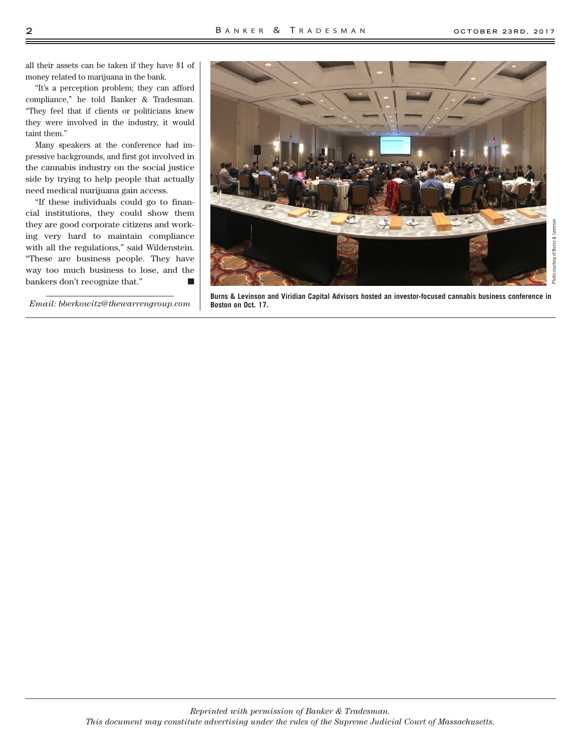all their assets can be taken if they have $1 of money related to marijuana in the bank.

"It's a perception problem; they can afford compliance," he told Banker & Tradesman. "They feel that if clients or politicians knew they were involved in the industry, it would taint them."

Many speakers at the conference had impressive backgrounds, and first got involved in the cannabis industry on the social justice side by trying to help people that actually need medical marijuana gain access.

"If these individuals could go to financial institutions, they could show them they are good corporate citizens and working very hard to maintain compliance with all the regulations," said Wildenstein. "These are business people. They have way too much business to lose, and the bankers don't recognize that." ■

*Email: bberkowitz@thewarrengroup.com*

Photo courtesy of Burns & Levinson

**Burns & Levinson and Viridian Capital Advisors hosted an investor-focused cannabis business conference in Boston on Oct. 17.**

*Reprinted with permission of Banker & Tradesman.*
*This document may constitute advertising under the rules of the Supreme Judicial Court of Massachusetts.*